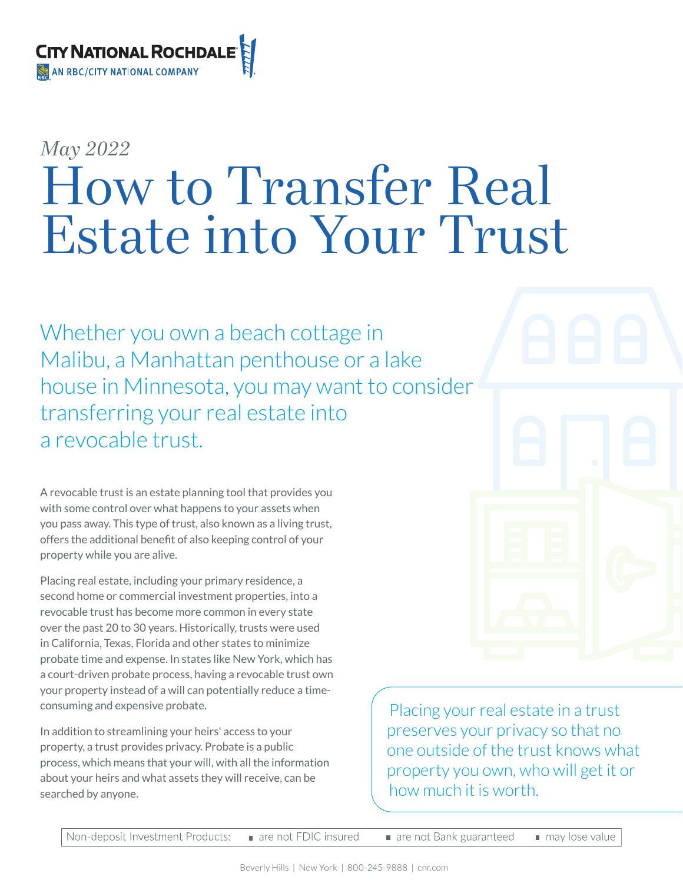CITY NATIONAL ROCHDALE
AN RBC/CITY NATIONAL COMPANY

*May 2022*

# How to Transfer Real Estate into Your Trust

Whether you own a beach cottage in Malibu, a Manhattan penthouse or a lake house in Minnesota, you may want to consider transferring your real estate into a revocable trust.

A revocable trust is an estate planning tool that provides you with some control over what happens to your assets when you pass away. This type of trust, also known as a living trust, offers the additional benefit of also keeping control of your property while you are alive.

Placing real estate, including your primary residence, a second home or commercial investment properties, into a revocable trust has become more common in every state over the past 20 to 30 years. Historically, trusts were used in California, Texas, Florida and other states to minimize probate time and expense. In states like New York, which has a court-driven probate process, having a revocable trust own your property instead of a will can potentially reduce a time-consuming and expensive probate.

In addition to streamlining your heirs' access to your property, a trust provides privacy. Probate is a public process, which means that your will, with all the information about your heirs and what assets they will receive, can be searched by anyone.

> Placing your real estate in a trust preserves your privacy so that no one outside of the trust knows what property you own, who will get it or how much it is worth.

Non-deposit Investment Products: ■ are not FDIC insured ■ are not Bank guaranteed ■ may lose value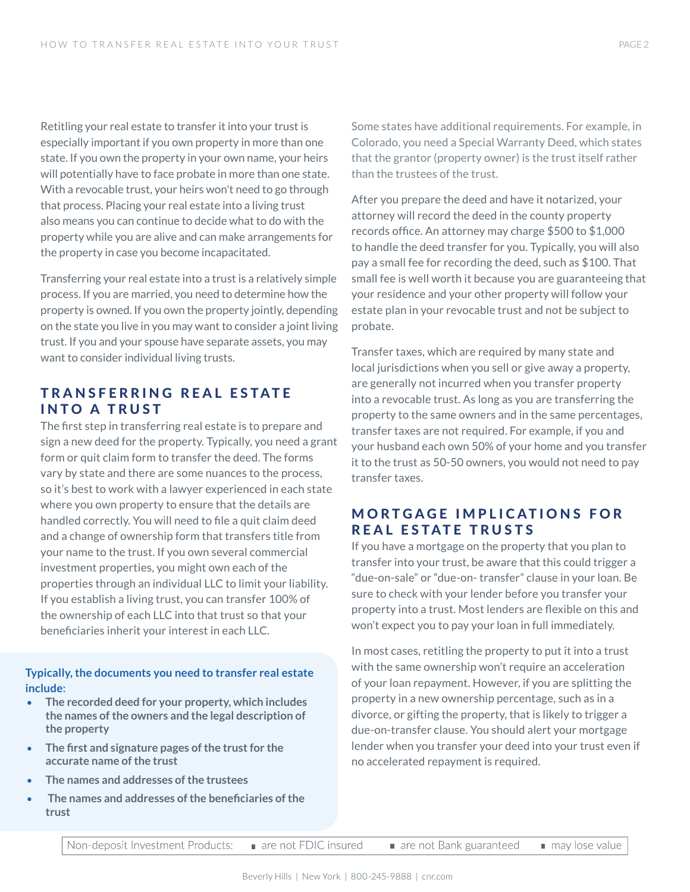Retitling your real estate to transfer it into your trust is especially important if you own property in more than one state. If you own the property in your own name, your heirs will potentially have to face probate in more than one state. With a revocable trust, your heirs won't need to go through that process. Placing your real estate into a living trust also means you can continue to decide what to do with the property while you are alive and can make arrangements for the property in case you become incapacitated.

Transferring your real estate into a trust is a relatively simple process. If you are married, you need to determine how the property is owned. If you own the property jointly, depending on the state you live in you may want to consider a joint living trust. If you and your spouse have separate assets, you may want to consider individual living trusts.

## TRANSFERRING REAL ESTATE INTO A TRUST

The first step in transferring real estate is to prepare and sign a new deed for the property. Typically, you need a grant form or quit claim form to transfer the deed. The forms vary by state and there are some nuances to the process, so it's best to work with a lawyer experienced in each state where you own property to ensure that the details are handled correctly. You will need to file a quit claim deed and a change of ownership form that transfers title from your name to the trust. If you own several commercial investment properties, you might own each of the properties through an individual LLC to limit your liability. If you establish a living trust, you can transfer 100% of the ownership of each LLC into that trust so that your beneficiaries inherit your interest in each LLC.

**Typically, the documents you need to transfer real estate include:**

- **The recorded deed for your property, which includes the names of the owners and the legal description of the property**
- **The first and signature pages of the trust for the accurate name of the trust**
- **The names and addresses of the trustees**
- **The names and addresses of the beneficiaries of the trust**

Some states have additional requirements. For example, in Colorado, you need a Special Warranty Deed, which states that the grantor (property owner) is the trust itself rather than the trustees of the trust.

After you prepare the deed and have it notarized, your attorney will record the deed in the county property records office. An attorney may charge $500 to $1,000 to handle the deed transfer for you. Typically, you will also pay a small fee for recording the deed, such as $100. That small fee is well worth it because you are guaranteeing that your residence and your other property will follow your estate plan in your revocable trust and not be subject to probate.

Transfer taxes, which are required by many state and local jurisdictions when you sell or give away a property, are generally not incurred when you transfer property into a revocable trust. As long as you are transferring the property to the same owners and in the same percentages, transfer taxes are not required. For example, if you and your husband each own 50% of your home and you transfer it to the trust as 50-50 owners, you would not need to pay transfer taxes.

## MORTGAGE IMPLICATIONS FOR REAL ESTATE TRUSTS

If you have a mortgage on the property that you plan to transfer into your trust, be aware that this could trigger a "due-on-sale" or "due-on- transfer" clause in your loan. Be sure to check with your lender before you transfer your property into a trust. Most lenders are flexible on this and won't expect you to pay your loan in full immediately.

In most cases, retitling the property to put it into a trust with the same ownership won't require an acceleration of your loan repayment. However, if you are splitting the property in a new ownership percentage, such as in a divorce, or gifting the property, that is likely to trigger a due-on-transfer clause. You should alert your mortgage lender when you transfer your deed into your trust even if no accelerated repayment is required.

Non-deposit Investment Products: ■ are not FDIC insured ■ are not Bank guaranteed ■ may lose value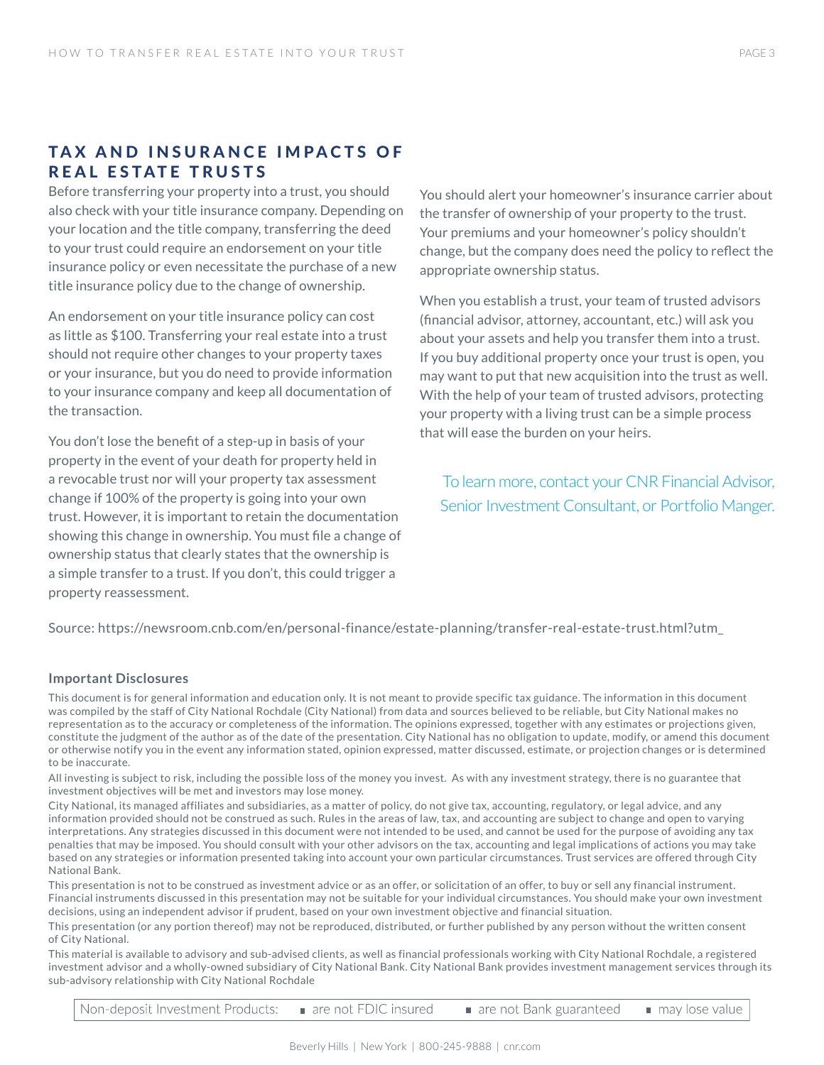## TAX AND INSURANCE IMPACTS OF REAL ESTATE TRUSTS

Before transferring your property into a trust, you should also check with your title insurance company. Depending on your location and the title company, transferring the deed to your trust could require an endorsement on your title insurance policy or even necessitate the purchase of a new title insurance policy due to the change of ownership.

An endorsement on your title insurance policy can cost as little as $100. Transferring your real estate into a trust should not require other changes to your property taxes or your insurance, but you do need to provide information to your insurance company and keep all documentation of the transaction.

You don't lose the benefit of a step-up in basis of your property in the event of your death for property held in a revocable trust nor will your property tax assessment change if 100% of the property is going into your own trust. However, it is important to retain the documentation showing this change in ownership. You must file a change of ownership status that clearly states that the ownership is a simple transfer to a trust. If you don't, this could trigger a property reassessment.

You should alert your homeowner's insurance carrier about the transfer of ownership of your property to the trust. Your premiums and your homeowner's policy shouldn't change, but the company does need the policy to reflect the appropriate ownership status.

When you establish a trust, your team of trusted advisors (financial advisor, attorney, accountant, etc.) will ask you about your assets and help you transfer them into a trust. If you buy additional property once your trust is open, you may want to put that new acquisition into the trust as well. With the help of your team of trusted advisors, protecting your property with a living trust can be a simple process that will ease the burden on your heirs.

To learn more, contact your CNR Financial Advisor, Senior Investment Consultant, or Portfolio Manger.

Source: https://newsroom.cnb.com/en/personal-finance/estate-planning/transfer-real-estate-trust.html?utm_

**Important Disclosures**

This document is for general information and education only. It is not meant to provide specific tax guidance. The information in this document was compiled by the staff of City National Rochdale (City National) from data and sources believed to be reliable, but City National makes no representation as to the accuracy or completeness of the information. The opinions expressed, together with any estimates or projections given, constitute the judgment of the author as of the date of the presentation. City National has no obligation to update, modify, or amend this document or otherwise notify you in the event any information stated, opinion expressed, matter discussed, estimate, or projection changes or is determined to be inaccurate.

All investing is subject to risk, including the possible loss of the money you invest. As with any investment strategy, there is no guarantee that investment objectives will be met and investors may lose money.

City National, its managed affiliates and subsidiaries, as a matter of policy, do not give tax, accounting, regulatory, or legal advice, and any information provided should not be construed as such. Rules in the areas of law, tax, and accounting are subject to change and open to varying interpretations. Any strategies discussed in this document were not intended to be used, and cannot be used for the purpose of avoiding any tax penalties that may be imposed. You should consult with your other advisors on the tax, accounting and legal implications of actions you may take based on any strategies or information presented taking into account your own particular circumstances. Trust services are offered through City National Bank.

This presentation is not to be construed as investment advice or as an offer, or solicitation of an offer, to buy or sell any financial instrument. Financial instruments discussed in this presentation may not be suitable for your individual circumstances. You should make your own investment decisions, using an independent advisor if prudent, based on your own investment objective and financial situation.

This presentation (or any portion thereof) may not be reproduced, distributed, or further published by any person without the written consent of City National.

This material is available to advisory and sub-advised clients, as well as financial professionals working with City National Rochdale, a registered investment advisor and a wholly-owned subsidiary of City National Bank. City National Bank provides investment management services through its sub-advisory relationship with City National Rochdale

Non-deposit Investment Products: ■ are not FDIC insured ■ are not Bank guaranteed ■ may lose value

Beverly Hills | New York | 800-245-9888 | cnr.com